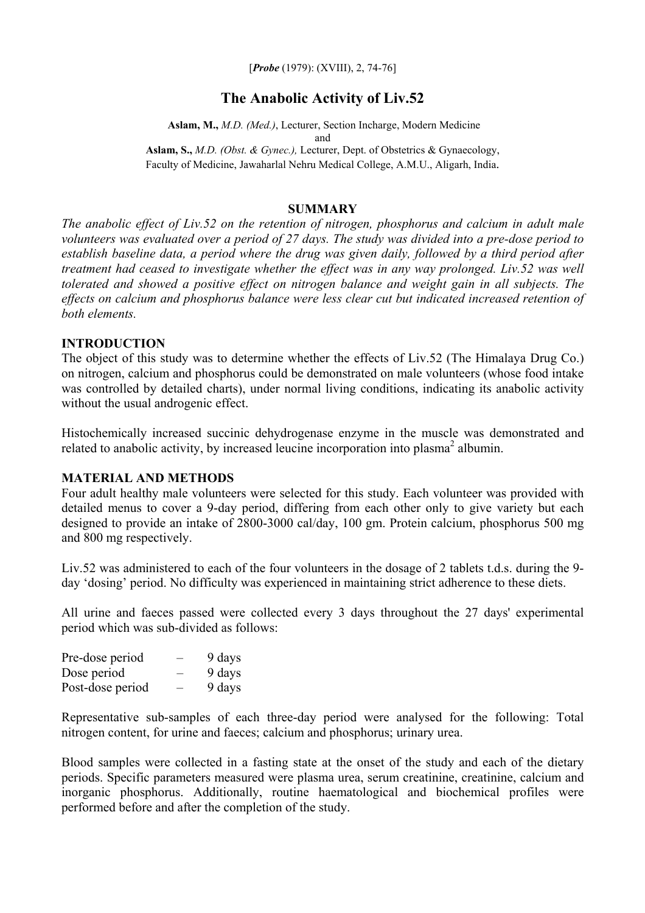[***Probe*** (1979): (XVIII), 2, 74-76]

# The Anabolic Activity of Liv.52

**Aslam, M.,** *M.D. (Med.)*, Lecturer, Section Incharge, Modern Medicine
and
**Aslam, S.,** *M.D. (Obst. & Gynec.),* Lecturer, Dept. of Obstetrics & Gynaecology,
Faculty of Medicine, Jawaharlal Nehru Medical College, A.M.U., Aligarh, India.

## SUMMARY

*The anabolic effect of Liv.52 on the retention of nitrogen, phosphorus and calcium in adult male volunteers was evaluated over a period of 27 days. The study was divided into a pre-dose period to establish baseline data, a period where the drug was given daily, followed by a third period after treatment had ceased to investigate whether the effect was in any way prolonged. Liv.52 was well tolerated and showed a positive effect on nitrogen balance and weight gain in all subjects. The effects on calcium and phosphorus balance were less clear cut but indicated increased retention of both elements.*

## INTRODUCTION

The object of this study was to determine whether the effects of Liv.52 (The Himalaya Drug Co.) on nitrogen, calcium and phosphorus could be demonstrated on male volunteers (whose food intake was controlled by detailed charts), under normal living conditions, indicating its anabolic activity without the usual androgenic effect.

Histochemically increased succinic dehydrogenase enzyme in the muscle was demonstrated and related to anabolic activity, by increased leucine incorporation into plasma[2] albumin.

## MATERIAL AND METHODS

Four adult healthy male volunteers were selected for this study. Each volunteer was provided with detailed menus to cover a 9-day period, differing from each other only to give variety but each designed to provide an intake of 2800-3000 cal/day, 100 gm. Protein calcium, phosphorus 500 mg and 800 mg respectively.

Liv.52 was administered to each of the four volunteers in the dosage of 2 tablets t.d.s. during the 9-day 'dosing' period. No difficulty was experienced in maintaining strict adherence to these diets.

All urine and faeces passed were collected every 3 days throughout the 27 days' experimental period which was sub-divided as follows:

Pre-dose period – 9 days
Dose period – 9 days
Post-dose period – 9 days

Representative sub-samples of each three-day period were analysed for the following: Total nitrogen content, for urine and faeces; calcium and phosphorus; urinary urea.

Blood samples were collected in a fasting state at the onset of the study and each of the dietary periods. Specific parameters measured were plasma urea, serum creatinine, creatinine, calcium and inorganic phosphorus. Additionally, routine haematological and biochemical profiles were performed before and after the completion of the study.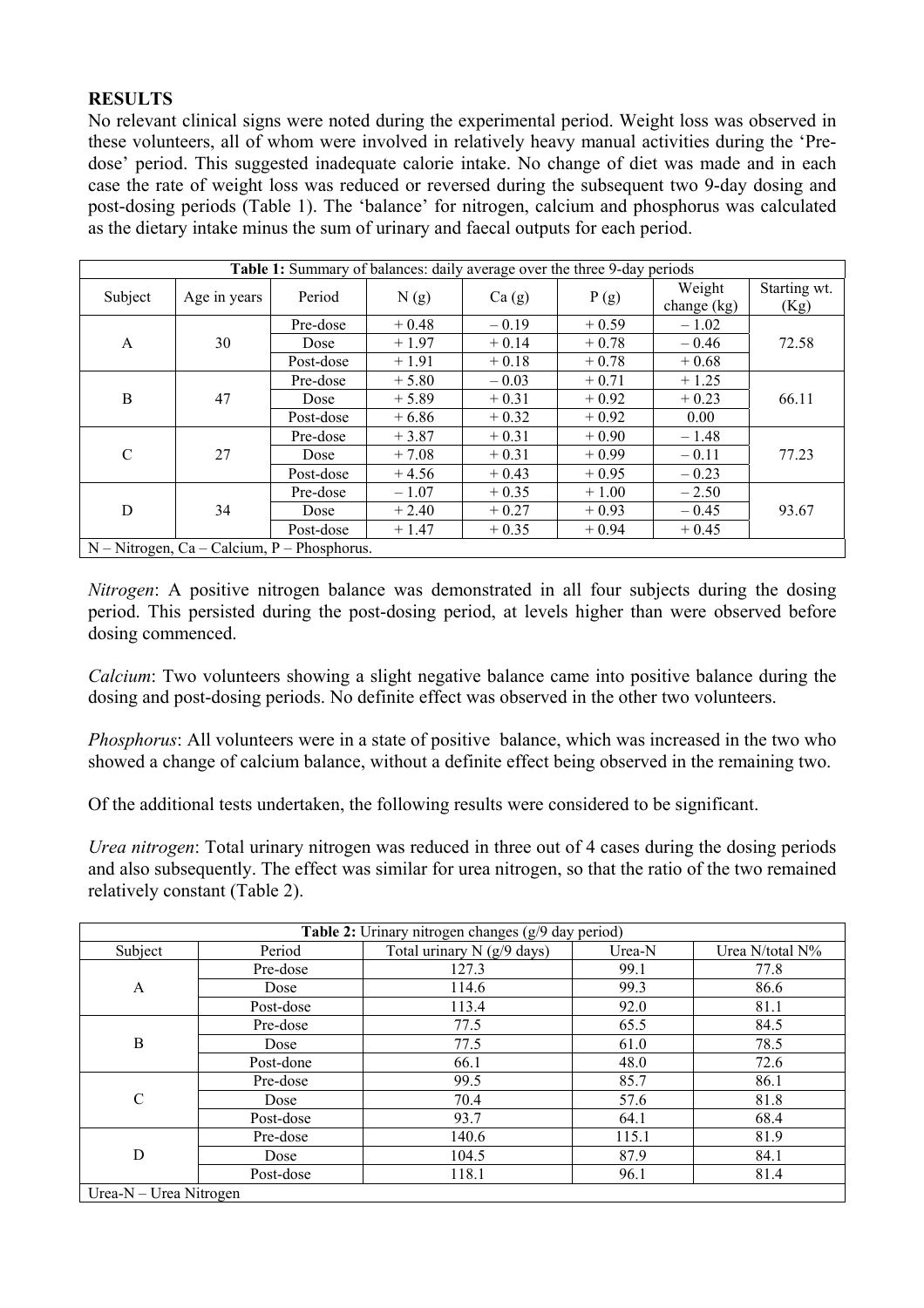## RESULTS

No relevant clinical signs were noted during the experimental period. Weight loss was observed in these volunteers, all of whom were involved in relatively heavy manual activities during the 'Pre-dose' period. This suggested inadequate calorie intake. No change of diet was made and in each case the rate of weight loss was reduced or reversed during the subsequent two 9-day dosing and post-dosing periods (Table 1). The 'balance' for nitrogen, calcium and phosphorus was calculated as the dietary intake minus the sum of urinary and faecal outputs for each period.

**Table 1:** Summary of balances: daily average over the three 9-day periods

| Subject | Age in years | Period | N (g) | Ca (g) | P (g) | Weight change (kg) | Starting wt. (Kg) |
|---|---|---|---|---|---|---|---|
| A | 30 | Pre-dose | + 0.48 | – 0.19 | + 0.59 | – 1.02 | 72.58 |
| | | Dose | + 1.97 | + 0.14 | + 0.78 | – 0.46 | |
| | | Post-dose | + 1.91 | + 0.18 | + 0.78 | + 0.68 | |
| B | 47 | Pre-dose | + 5.80 | – 0.03 | + 0.71 | + 1.25 | 66.11 |
| | | Dose | + 5.89 | + 0.31 | + 0.92 | + 0.23 | |
| | | Post-dose | + 6.86 | + 0.32 | + 0.92 | 0.00 | |
| C | 27 | Pre-dose | + 3.87 | + 0.31 | + 0.90 | – 1.48 | 77.23 |
| | | Dose | + 7.08 | + 0.31 | + 0.99 | – 0.11 | |
| | | Post-dose | + 4.56 | + 0.43 | + 0.95 | – 0.23 | |
| D | 34 | Pre-dose | – 1.07 | + 0.35 | + 1.00 | – 2.50 | 93.67 |
| | | Dose | + 2.40 | + 0.27 | + 0.93 | – 0.45 | |
| | | Post-dose | + 1.47 | + 0.35 | + 0.94 | + 0.45 | |

N – Nitrogen, Ca – Calcium, P – Phosphorus.

*Nitrogen*: A positive nitrogen balance was demonstrated in all four subjects during the dosing period. This persisted during the post-dosing period, at levels higher than were observed before dosing commenced.

*Calcium*: Two volunteers showing a slight negative balance came into positive balance during the dosing and post-dosing periods. No definite effect was observed in the other two volunteers.

*Phosphorus*: All volunteers were in a state of positive balance, which was increased in the two who showed a change of calcium balance, without a definite effect being observed in the remaining two.

Of the additional tests undertaken, the following results were considered to be significant.

*Urea nitrogen*: Total urinary nitrogen was reduced in three out of 4 cases during the dosing periods and also subsequently. The effect was similar for urea nitrogen, so that the ratio of the two remained relatively constant (Table 2).

**Table 2:** Urinary nitrogen changes (g/9 day period)

| Subject | Period | Total urinary N (g/9 days) | Urea-N | Urea N/total N% |
|---|---|---|---|---|
| A | Pre-dose | 127.3 | 99.1 | 77.8 |
| | Dose | 114.6 | 99.3 | 86.6 |
| | Post-dose | 113.4 | 92.0 | 81.1 |
| B | Pre-dose | 77.5 | 65.5 | 84.5 |
| | Dose | 77.5 | 61.0 | 78.5 |
| | Post-done | 66.1 | 48.0 | 72.6 |
| C | Pre-dose | 99.5 | 85.7 | 86.1 |
| | Dose | 70.4 | 57.6 | 81.8 |
| | Post-dose | 93.7 | 64.1 | 68.4 |
| D | Pre-dose | 140.6 | 115.1 | 81.9 |
| | Dose | 104.5 | 87.9 | 84.1 |
| | Post-dose | 118.1 | 96.1 | 81.4 |

Urea-N – Urea Nitrogen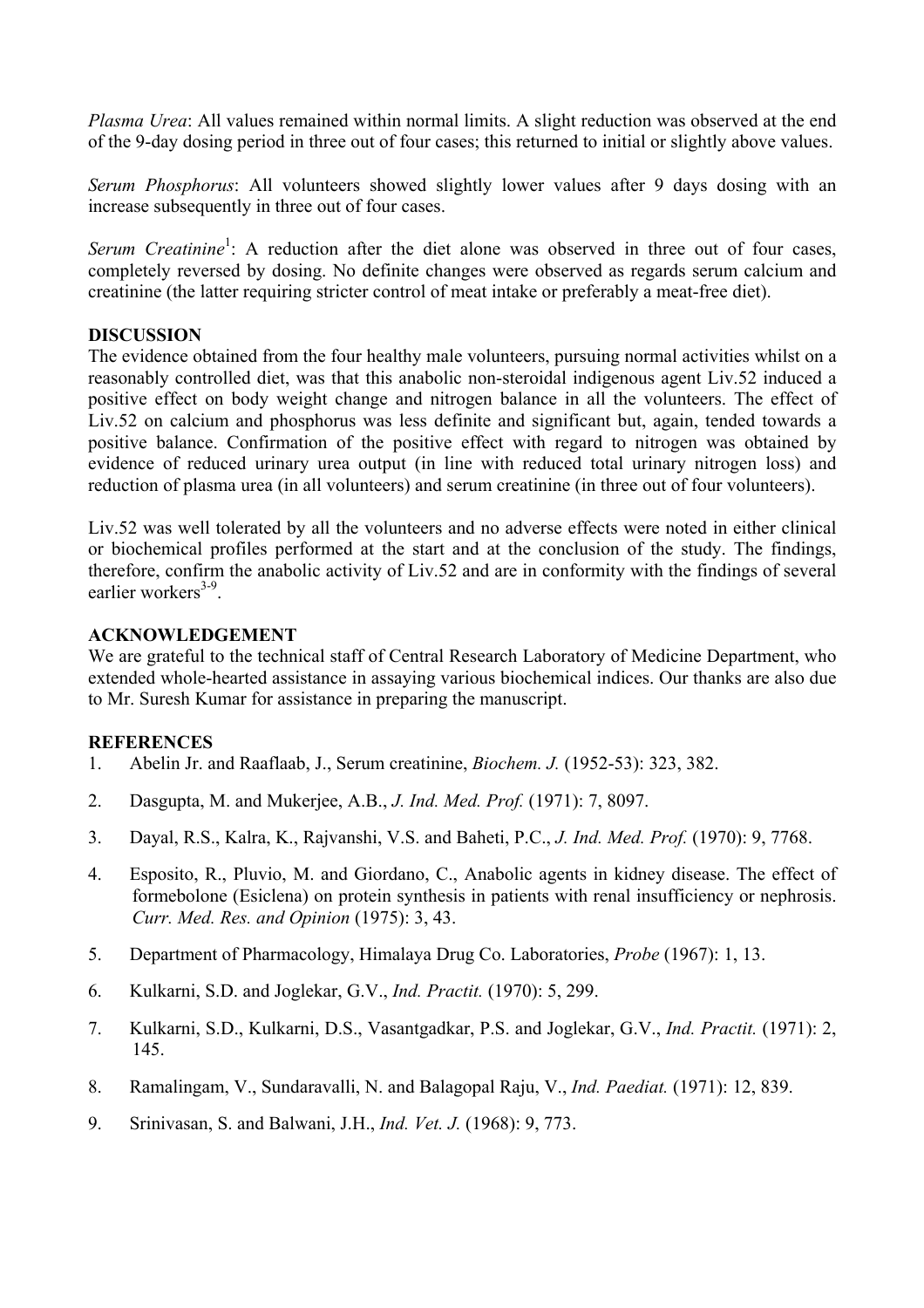*Plasma Urea*: All values remained within normal limits. A slight reduction was observed at the end of the 9-day dosing period in three out of four cases; this returned to initial or slightly above values.

*Serum Phosphorus*: All volunteers showed slightly lower values after 9 days dosing with an increase subsequently in three out of four cases.

*Serum Creatinine*[1]: A reduction after the diet alone was observed in three out of four cases, completely reversed by dosing. No definite changes were observed as regards serum calcium and creatinine (the latter requiring stricter control of meat intake or preferably a meat-free diet).

## DISCUSSION

The evidence obtained from the four healthy male volunteers, pursuing normal activities whilst on a reasonably controlled diet, was that this anabolic non-steroidal indigenous agent Liv.52 induced a positive effect on body weight change and nitrogen balance in all the volunteers. The effect of Liv.52 on calcium and phosphorus was less definite and significant but, again, tended towards a positive balance. Confirmation of the positive effect with regard to nitrogen was obtained by evidence of reduced urinary urea output (in line with reduced total urinary nitrogen loss) and reduction of plasma urea (in all volunteers) and serum creatinine (in three out of four volunteers).

Liv.52 was well tolerated by all the volunteers and no adverse effects were noted in either clinical or biochemical profiles performed at the start and at the conclusion of the study. The findings, therefore, confirm the anabolic activity of Liv.52 and are in conformity with the findings of several earlier workers[3-9].

## ACKNOWLEDGEMENT

We are grateful to the technical staff of Central Research Laboratory of Medicine Department, who extended whole-hearted assistance in assaying various biochemical indices. Our thanks are also due to Mr. Suresh Kumar for assistance in preparing the manuscript.

## REFERENCES

1. Abelin Jr. and Raaflaab, J., Serum creatinine, *Biochem. J.* (1952-53): 323, 382.
2. Dasgupta, M. and Mukerjee, A.B., *J. Ind. Med. Prof.* (1971): 7, 8097.
3. Dayal, R.S., Kalra, K., Rajvanshi, V.S. and Baheti, P.C., *J. Ind. Med. Prof.* (1970): 9, 7768.
4. Esposito, R., Pluvio, M. and Giordano, C., Anabolic agents in kidney disease. The effect of formebolone (Esiclena) on protein synthesis in patients with renal insufficiency or nephrosis. *Curr. Med. Res. and Opinion* (1975): 3, 43.
5. Department of Pharmacology, Himalaya Drug Co. Laboratories, *Probe* (1967): 1, 13.
6. Kulkarni, S.D. and Joglekar, G.V., *Ind. Practit.* (1970): 5, 299.
7. Kulkarni, S.D., Kulkarni, D.S., Vasantgadkar, P.S. and Joglekar, G.V., *Ind. Practit.* (1971): 2, 145.
8. Ramalingam, V., Sundaravalli, N. and Balagopal Raju, V., *Ind. Paediat.* (1971): 12, 839.
9. Srinivasan, S. and Balwani, J.H., *Ind. Vet. J.* (1968): 9, 773.